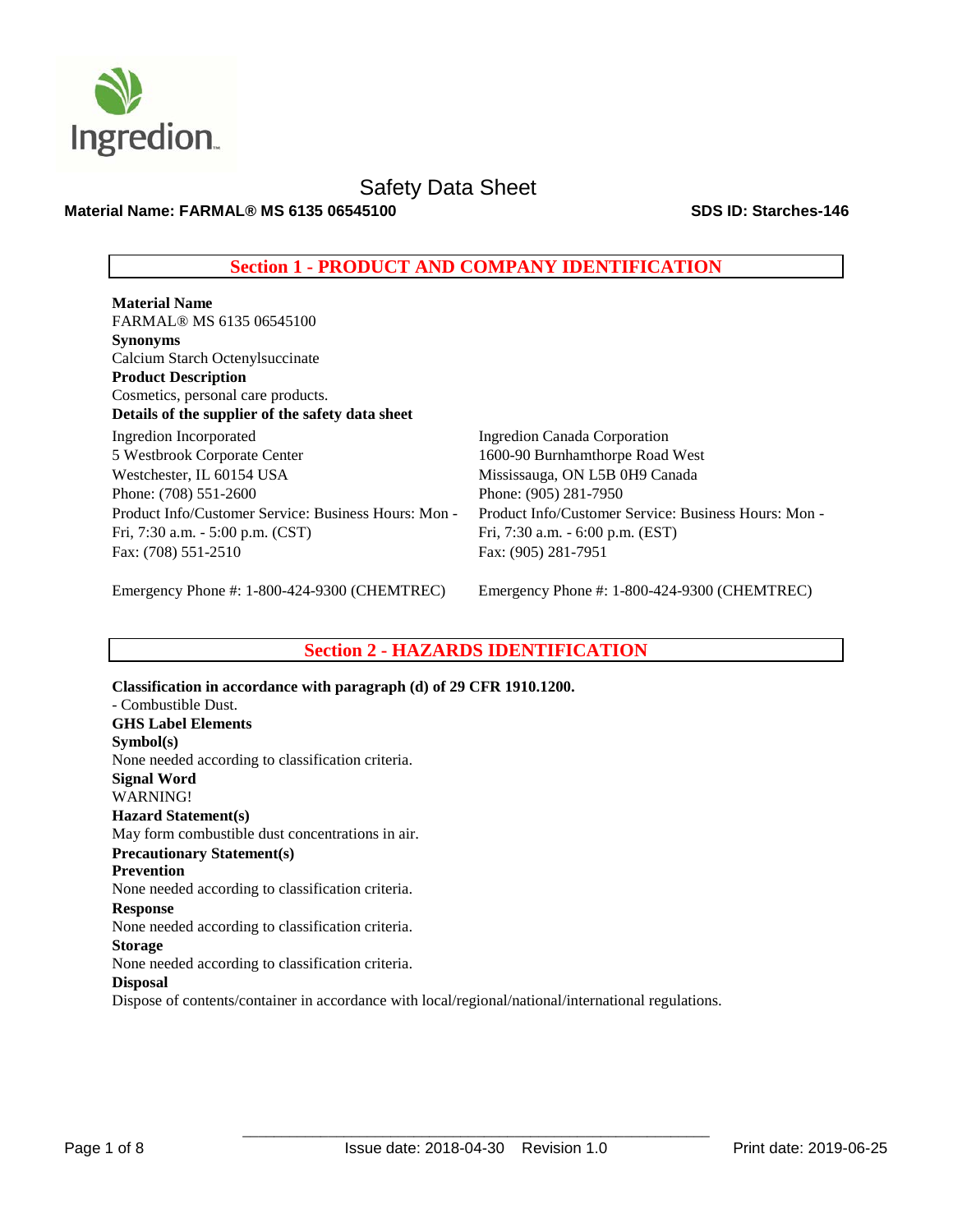# Safety Data Sheet

**Material Name: FARMAL® MS 6135 06545100** **SDS ID: Starches-146**

## Section 1 - PRODUCT AND COMPANY IDENTIFICATION

**Material Name**
FARMAL® MS 6135 06545100

**Synonyms**
Calcium Starch Octenylsuccinate

**Product Description**
Cosmetics, personal care products.

**Details of the supplier of the safety data sheet**

Ingredion Incorporated
5 Westbrook Corporate Center
Westchester, IL 60154 USA
Phone: (708) 551-2600
Product Info/Customer Service: Business Hours: Mon - Fri, 7:30 a.m. - 5:00 p.m. (CST)
Fax: (708) 551-2510

Emergency Phone #: 1-800-424-9300 (CHEMTREC)

Ingredion Canada Corporation
1600-90 Burnhamthorpe Road West
Mississauga, ON L5B 0H9 Canada
Phone: (905) 281-7950
Product Info/Customer Service: Business Hours: Mon - Fri, 7:30 a.m. - 6:00 p.m. (EST)
Fax: (905) 281-7951

Emergency Phone #: 1-800-424-9300 (CHEMTREC)

## Section 2 - HAZARDS IDENTIFICATION

**Classification in accordance with paragraph (d) of 29 CFR 1910.1200.**
- Combustible Dust.

**GHS Label Elements**

**Symbol(s)**
None needed according to classification criteria.

**Signal Word**
WARNING!

**Hazard Statement(s)**
May form combustible dust concentrations in air.

**Precautionary Statement(s)**

**Prevention**
None needed according to classification criteria.

**Response**
None needed according to classification criteria.

**Storage**
None needed according to classification criteria.

**Disposal**
Dispose of contents/container in accordance with local/regional/national/international regulations.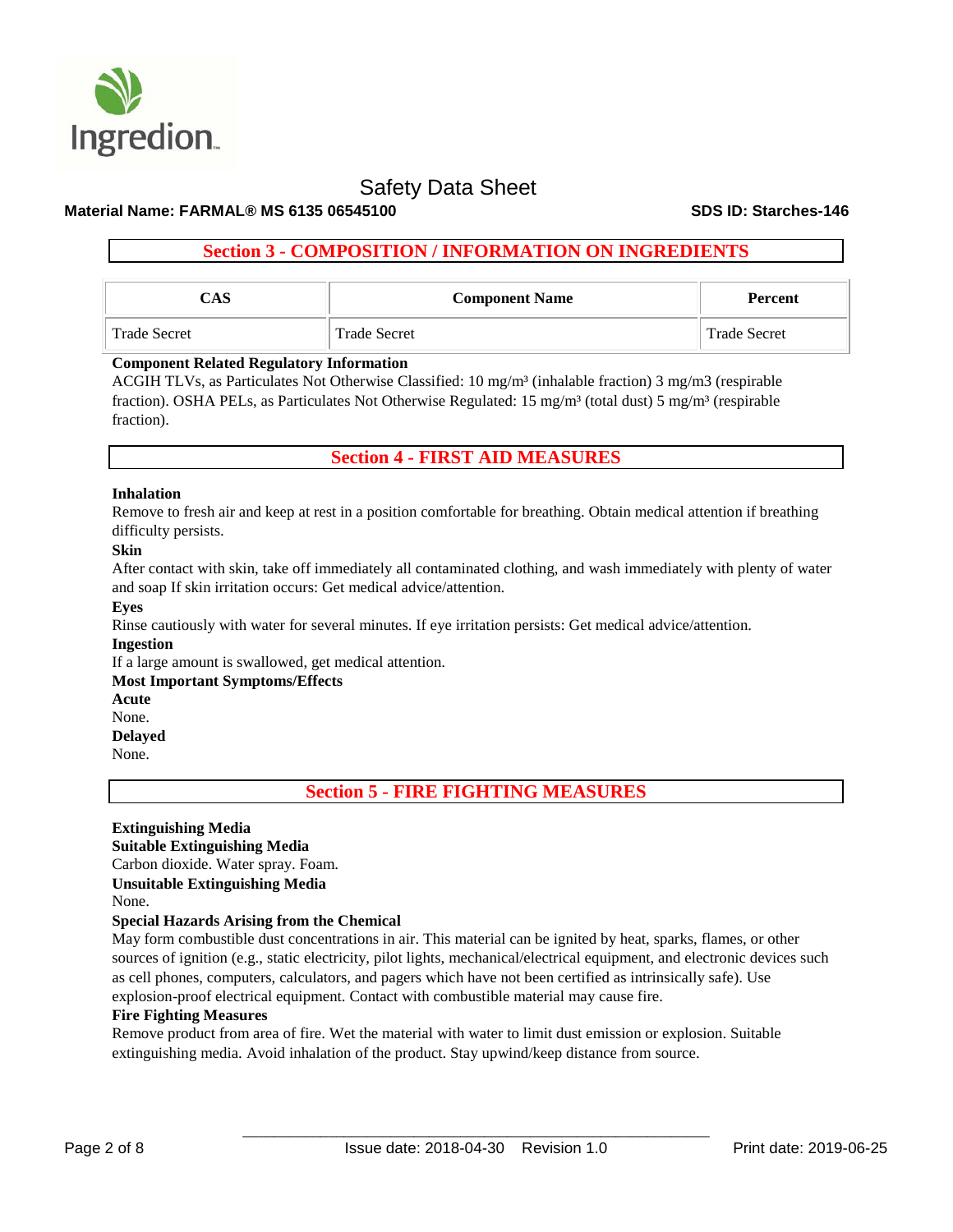## Section 3 - COMPOSITION / INFORMATION ON INGREDIENTS

| CAS | Component Name | Percent |
| --- | --- | --- |
| Trade Secret | Trade Secret | Trade Secret |

**Component Related Regulatory Information**

ACGIH TLVs, as Particulates Not Otherwise Classified: 10 mg/m³ (inhalable fraction) 3 mg/m3 (respirable fraction). OSHA PELs, as Particulates Not Otherwise Regulated: 15 mg/m³ (total dust) 5 mg/m³ (respirable fraction).

## Section 4 - FIRST AID MEASURES

**Inhalation**

Remove to fresh air and keep at rest in a position comfortable for breathing. Obtain medical attention if breathing difficulty persists.

**Skin**

After contact with skin, take off immediately all contaminated clothing, and wash immediately with plenty of water and soap If skin irritation occurs: Get medical advice/attention.

**Eyes**

Rinse cautiously with water for several minutes. If eye irritation persists: Get medical advice/attention.

**Ingestion**

If a large amount is swallowed, get medical attention.

**Most Important Symptoms/Effects**

**Acute**

None.

**Delayed**

None.

## Section 5 - FIRE FIGHTING MEASURES

**Extinguishing Media**

**Suitable Extinguishing Media**

Carbon dioxide. Water spray. Foam.

**Unsuitable Extinguishing Media**

None.

**Special Hazards Arising from the Chemical**

May form combustible dust concentrations in air. This material can be ignited by heat, sparks, flames, or other sources of ignition (e.g., static electricity, pilot lights, mechanical/electrical equipment, and electronic devices such as cell phones, computers, calculators, and pagers which have not been certified as intrinsically safe). Use explosion-proof electrical equipment. Contact with combustible material may cause fire.

**Fire Fighting Measures**

Remove product from area of fire. Wet the material with water to limit dust emission or explosion. Suitable extinguishing media. Avoid inhalation of the product. Stay upwind/keep distance from source.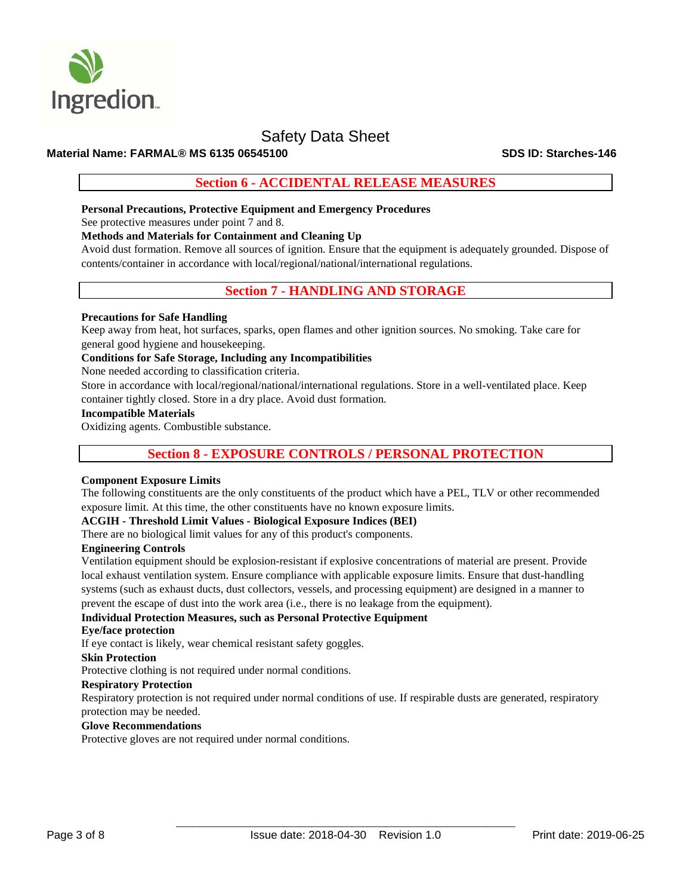## Section 6 - ACCIDENTAL RELEASE MEASURES

**Personal Precautions, Protective Equipment and Emergency Procedures**

See protective measures under point 7 and 8.

**Methods and Materials for Containment and Cleaning Up**

Avoid dust formation. Remove all sources of ignition. Ensure that the equipment is adequately grounded. Dispose of contents/container in accordance with local/regional/national/international regulations.

## Section 7 - HANDLING AND STORAGE

**Precautions for Safe Handling**

Keep away from heat, hot surfaces, sparks, open flames and other ignition sources. No smoking. Take care for general good hygiene and housekeeping.

**Conditions for Safe Storage, Including any Incompatibilities**

None needed according to classification criteria.

Store in accordance with local/regional/national/international regulations. Store in a well-ventilated place. Keep container tightly closed. Store in a dry place. Avoid dust formation.

**Incompatible Materials**

Oxidizing agents. Combustible substance.

## Section 8 - EXPOSURE CONTROLS / PERSONAL PROTECTION

**Component Exposure Limits**

The following constituents are the only constituents of the product which have a PEL, TLV or other recommended exposure limit. At this time, the other constituents have no known exposure limits.

**ACGIH - Threshold Limit Values - Biological Exposure Indices (BEI)**

There are no biological limit values for any of this product's components.

**Engineering Controls**

Ventilation equipment should be explosion-resistant if explosive concentrations of material are present. Provide local exhaust ventilation system. Ensure compliance with applicable exposure limits. Ensure that dust-handling systems (such as exhaust ducts, dust collectors, vessels, and processing equipment) are designed in a manner to prevent the escape of dust into the work area (i.e., there is no leakage from the equipment).

**Individual Protection Measures, such as Personal Protective Equipment**

**Eye/face protection**

If eye contact is likely, wear chemical resistant safety goggles.

**Skin Protection**

Protective clothing is not required under normal conditions.

**Respiratory Protection**

Respiratory protection is not required under normal conditions of use. If respirable dusts are generated, respiratory protection may be needed.

**Glove Recommendations**

Protective gloves are not required under normal conditions.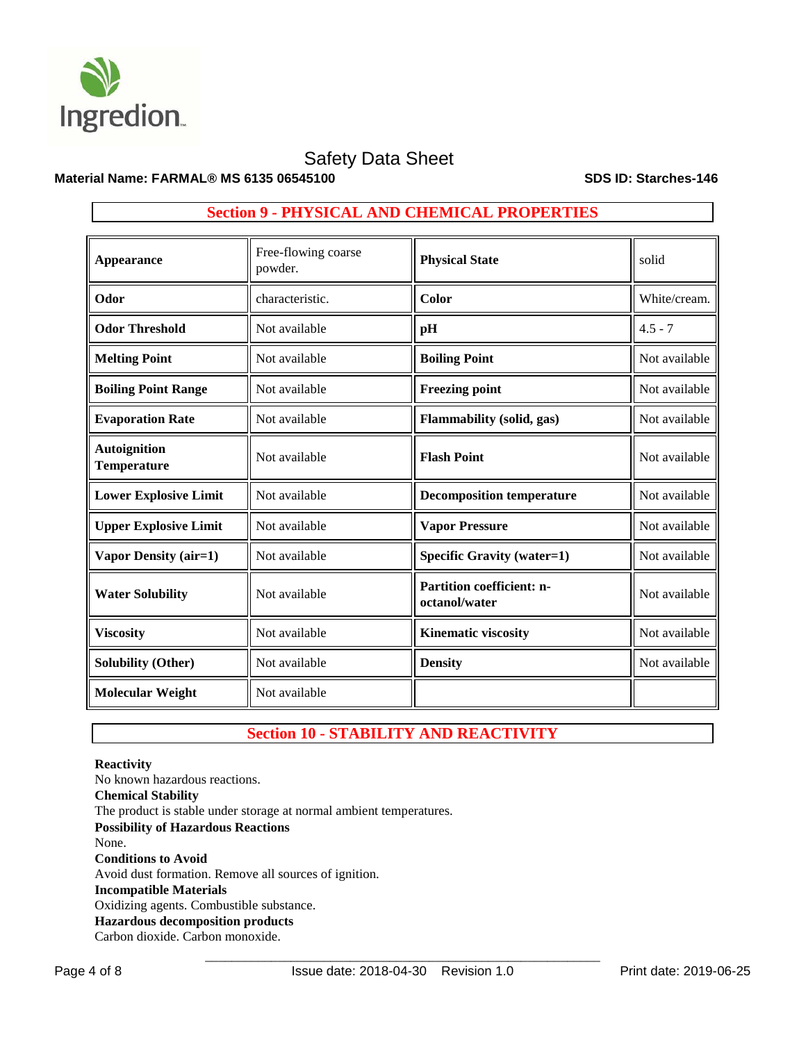## Section 9 - PHYSICAL AND CHEMICAL PROPERTIES

| Appearance | Free-flowing coarse powder. | Physical State | solid |
|---|---|---|---|
| Odor | characteristic. | Color | White/cream. |
| Odor Threshold | Not available | pH | 4.5 - 7 |
| Melting Point | Not available | Boiling Point | Not available |
| Boiling Point Range | Not available | Freezing point | Not available |
| Evaporation Rate | Not available | Flammability (solid, gas) | Not available |
| Autoignition Temperature | Not available | Flash Point | Not available |
| Lower Explosive Limit | Not available | Decomposition temperature | Not available |
| Upper Explosive Limit | Not available | Vapor Pressure | Not available |
| Vapor Density (air=1) | Not available | Specific Gravity (water=1) | Not available |
| Water Solubility | Not available | Partition coefficient: n-octanol/water | Not available |
| Viscosity | Not available | Kinematic viscosity | Not available |
| Solubility (Other) | Not available | Density | Not available |
| Molecular Weight | Not available | | |

## Section 10 - STABILITY AND REACTIVITY

**Reactivity**
No known hazardous reactions.

**Chemical Stability**
The product is stable under storage at normal ambient temperatures.

**Possibility of Hazardous Reactions**
None.

**Conditions to Avoid**
Avoid dust formation. Remove all sources of ignition.

**Incompatible Materials**
Oxidizing agents. Combustible substance.

**Hazardous decomposition products**
Carbon dioxide. Carbon monoxide.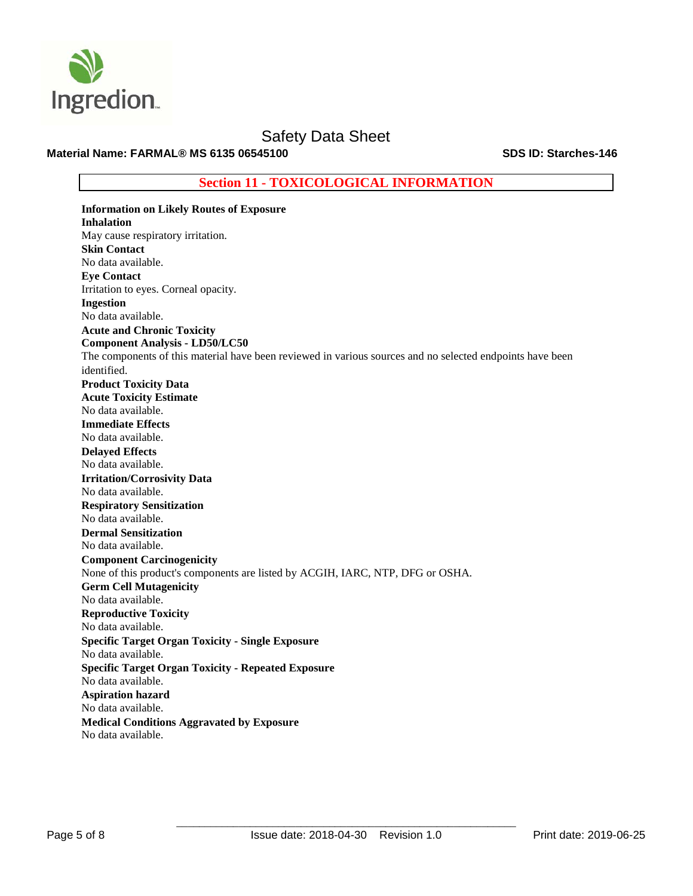## Section 11 - TOXICOLOGICAL INFORMATION

**Information on Likely Routes of Exposure**

**Inhalation**

May cause respiratory irritation.

**Skin Contact**

No data available.

**Eye Contact**

Irritation to eyes. Corneal opacity.

**Ingestion**

No data available.

**Acute and Chronic Toxicity**

**Component Analysis - LD50/LC50**

The components of this material have been reviewed in various sources and no selected endpoints have been identified.

**Product Toxicity Data**

**Acute Toxicity Estimate**

No data available.

**Immediate Effects**

No data available.

**Delayed Effects**

No data available.

**Irritation/Corrosivity Data**

No data available.

**Respiratory Sensitization**

No data available.

**Dermal Sensitization**

No data available.

**Component Carcinogenicity**

None of this product's components are listed by ACGIH, IARC, NTP, DFG or OSHA.

**Germ Cell Mutagenicity**

No data available.

**Reproductive Toxicity**

No data available.

**Specific Target Organ Toxicity - Single Exposure**

No data available.

**Specific Target Organ Toxicity - Repeated Exposure**

No data available.

**Aspiration hazard**

No data available.

**Medical Conditions Aggravated by Exposure**

No data available.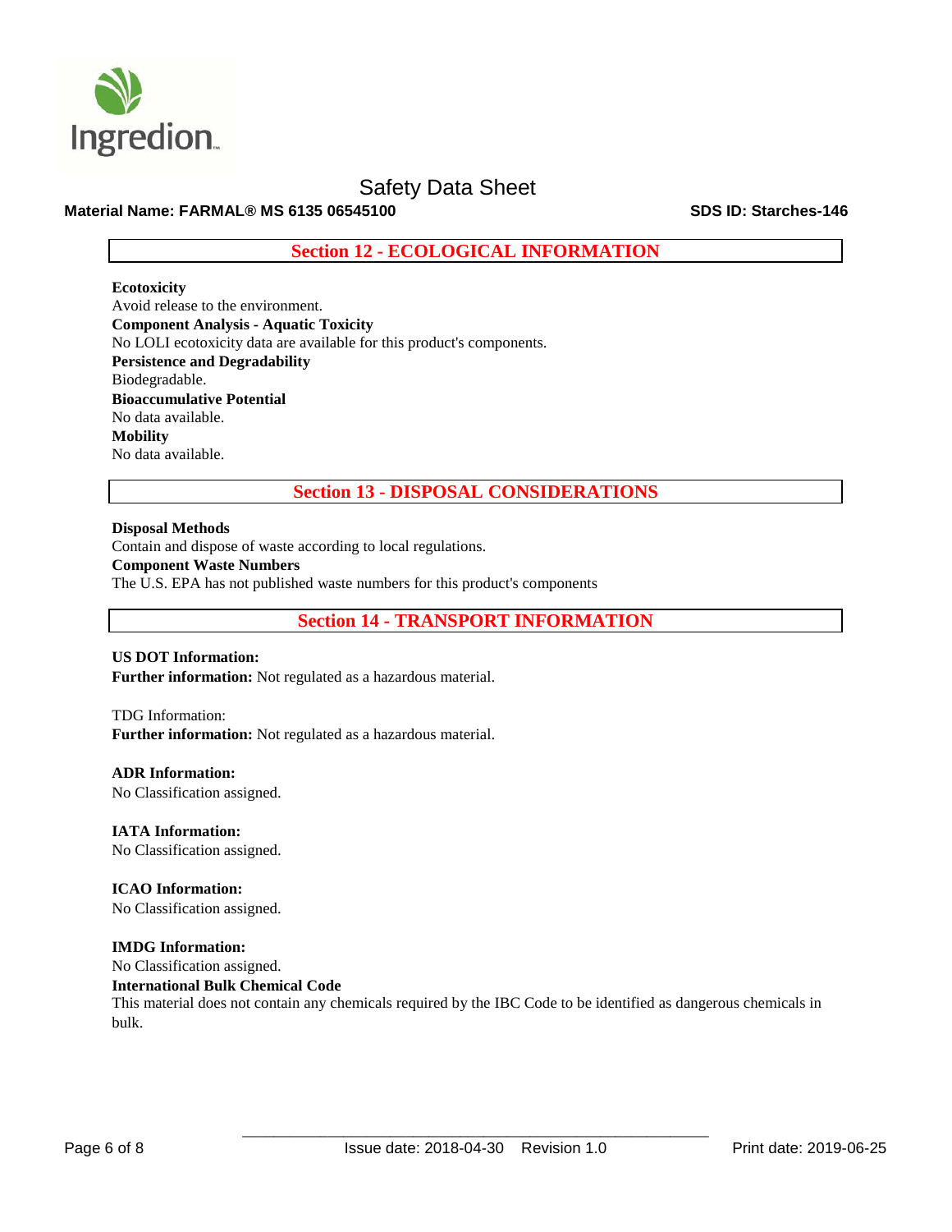## Section 12 - ECOLOGICAL INFORMATION

**Ecotoxicity**
Avoid release to the environment.

**Component Analysis - Aquatic Toxicity**
No LOLI ecotoxicity data are available for this product's components.

**Persistence and Degradability**
Biodegradable.

**Bioaccumulative Potential**
No data available.

**Mobility**
No data available.

## Section 13 - DISPOSAL CONSIDERATIONS

**Disposal Methods**
Contain and dispose of waste according to local regulations.

**Component Waste Numbers**
The U.S. EPA has not published waste numbers for this product's components

## Section 14 - TRANSPORT INFORMATION

**US DOT Information:**
**Further information:** Not regulated as a hazardous material.

TDG Information:
**Further information:** Not regulated as a hazardous material.

**ADR Information:**
No Classification assigned.

**IATA Information:**
No Classification assigned.

**ICAO Information:**
No Classification assigned.

**IMDG Information:**
No Classification assigned.

**International Bulk Chemical Code**
This material does not contain any chemicals required by the IBC Code to be identified as dangerous chemicals in bulk.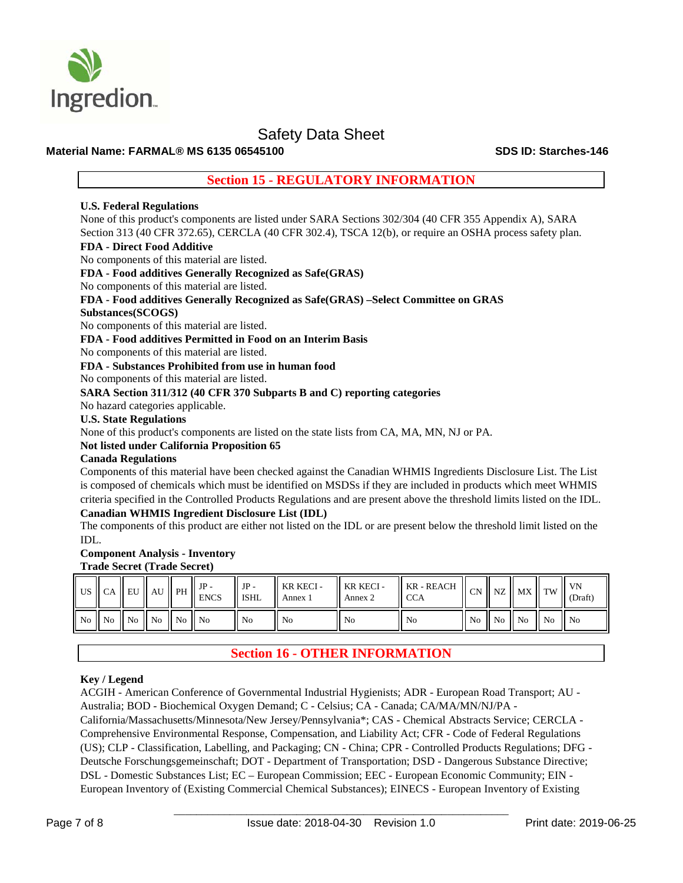## Section 15 - REGULATORY INFORMATION

**U.S. Federal Regulations**

None of this product's components are listed under SARA Sections 302/304 (40 CFR 355 Appendix A), SARA Section 313 (40 CFR 372.65), CERCLA (40 CFR 302.4), TSCA 12(b), or require an OSHA process safety plan.

**FDA - Direct Food Additive**

No components of this material are listed.

**FDA - Food additives Generally Recognized as Safe(GRAS)**

No components of this material are listed.

**FDA - Food additives Generally Recognized as Safe(GRAS) –Select Committee on GRAS Substances(SCOGS)**

No components of this material are listed.

**FDA - Food additives Permitted in Food on an Interim Basis**

No components of this material are listed.

**FDA - Substances Prohibited from use in human food**

No components of this material are listed.

**SARA Section 311/312 (40 CFR 370 Subparts B and C) reporting categories**

No hazard categories applicable.

**U.S. State Regulations**

None of this product's components are listed on the state lists from CA, MA, MN, NJ or PA.

**Not listed under California Proposition 65**

**Canada Regulations**

Components of this material have been checked against the Canadian WHMIS Ingredients Disclosure List. The List is composed of chemicals which must be identified on MSDSs if they are included in products which meet WHMIS criteria specified in the Controlled Products Regulations and are present above the threshold limits listed on the IDL.

**Canadian WHMIS Ingredient Disclosure List (IDL)**

The components of this product are either not listed on the IDL or are present below the threshold limit listed on the IDL.

**Component Analysis - Inventory**

**Trade Secret (Trade Secret)**

| US | CA | EU | AU | PH | JP - ENCS | JP - ISHL | KR KECI - Annex 1 | KR KECI - Annex 2 | KR - REACH CCA | CN | NZ | MX | TW | VN (Draft) |
|---|---|---|---|---|---|---|---|---|---|---|---|---|---|---|
| No | No | No | No | No | No | No | No | No | No | No | No | No | No | No |

## Section 16 - OTHER INFORMATION

**Key / Legend**

ACGIH - American Conference of Governmental Industrial Hygienists; ADR - European Road Transport; AU - Australia; BOD - Biochemical Oxygen Demand; C - Celsius; CA - Canada; CA/MA/MN/NJ/PA - California/Massachusetts/Minnesota/New Jersey/Pennsylvania*; CAS - Chemical Abstracts Service; CERCLA - Comprehensive Environmental Response, Compensation, and Liability Act; CFR - Code of Federal Regulations (US); CLP - Classification, Labelling, and Packaging; CN - China; CPR - Controlled Products Regulations; DFG - Deutsche Forschungsgemeinschaft; DOT - Department of Transportation; DSD - Dangerous Substance Directive; DSL - Domestic Substances List; EC – European Commission; EEC - European Economic Community; EIN - European Inventory of (Existing Commercial Chemical Substances); EINECS - European Inventory of Existing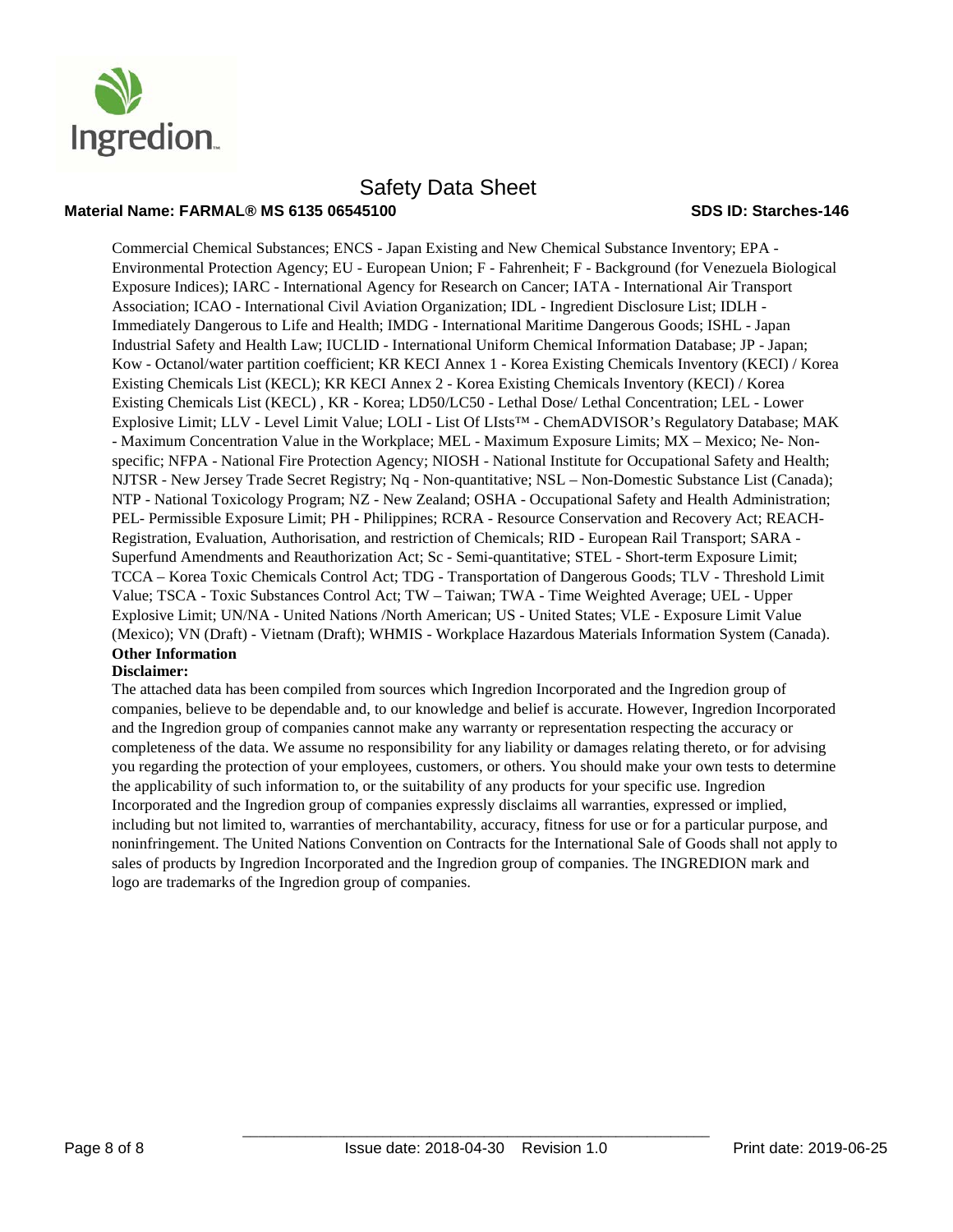Commercial Chemical Substances; ENCS - Japan Existing and New Chemical Substance Inventory; EPA - Environmental Protection Agency; EU - European Union; F - Fahrenheit; F - Background (for Venezuela Biological Exposure Indices); IARC - International Agency for Research on Cancer; IATA - International Air Transport Association; ICAO - International Civil Aviation Organization; IDL - Ingredient Disclosure List; IDLH - Immediately Dangerous to Life and Health; IMDG - International Maritime Dangerous Goods; ISHL - Japan Industrial Safety and Health Law; IUCLID - International Uniform Chemical Information Database; JP - Japan; Kow - Octanol/water partition coefficient; KR KECI Annex 1 - Korea Existing Chemicals Inventory (KECI) / Korea Existing Chemicals List (KECL); KR KECI Annex 2 - Korea Existing Chemicals Inventory (KECI) / Korea Existing Chemicals List (KECL) , KR - Korea; LD50/LC50 - Lethal Dose/ Lethal Concentration; LEL - Lower Explosive Limit; LLV - Level Limit Value; LOLI - List Of LIsts™ - ChemADVISOR's Regulatory Database; MAK - Maximum Concentration Value in the Workplace; MEL - Maximum Exposure Limits; MX – Mexico; Ne- Non-specific; NFPA - National Fire Protection Agency; NIOSH - National Institute for Occupational Safety and Health; NJTSR - New Jersey Trade Secret Registry; Nq - Non-quantitative; NSL – Non-Domestic Substance List (Canada); NTP - National Toxicology Program; NZ - New Zealand; OSHA - Occupational Safety and Health Administration; PEL- Permissible Exposure Limit; PH - Philippines; RCRA - Resource Conservation and Recovery Act; REACH- Registration, Evaluation, Authorisation, and restriction of Chemicals; RID - European Rail Transport; SARA - Superfund Amendments and Reauthorization Act; Sc - Semi-quantitative; STEL - Short-term Exposure Limit; TCCA – Korea Toxic Chemicals Control Act; TDG - Transportation of Dangerous Goods; TLV - Threshold Limit Value; TSCA - Toxic Substances Control Act; TW – Taiwan; TWA - Time Weighted Average; UEL - Upper Explosive Limit; UN/NA - United Nations /North American; US - United States; VLE - Exposure Limit Value (Mexico); VN (Draft) - Vietnam (Draft); WHMIS - Workplace Hazardous Materials Information System (Canada).

**Other Information**

**Disclaimer:**

The attached data has been compiled from sources which Ingredion Incorporated and the Ingredion group of companies, believe to be dependable and, to our knowledge and belief is accurate. However, Ingredion Incorporated and the Ingredion group of companies cannot make any warranty or representation respecting the accuracy or completeness of the data. We assume no responsibility for any liability or damages relating thereto, or for advising you regarding the protection of your employees, customers, or others. You should make your own tests to determine the applicability of such information to, or the suitability of any products for your specific use. Ingredion Incorporated and the Ingredion group of companies expressly disclaims all warranties, expressed or implied, including but not limited to, warranties of merchantability, accuracy, fitness for use or for a particular purpose, and noninfringement. The United Nations Convention on Contracts for the International Sale of Goods shall not apply to sales of products by Ingredion Incorporated and the Ingredion group of companies. The INGREDION mark and logo are trademarks of the Ingredion group of companies.